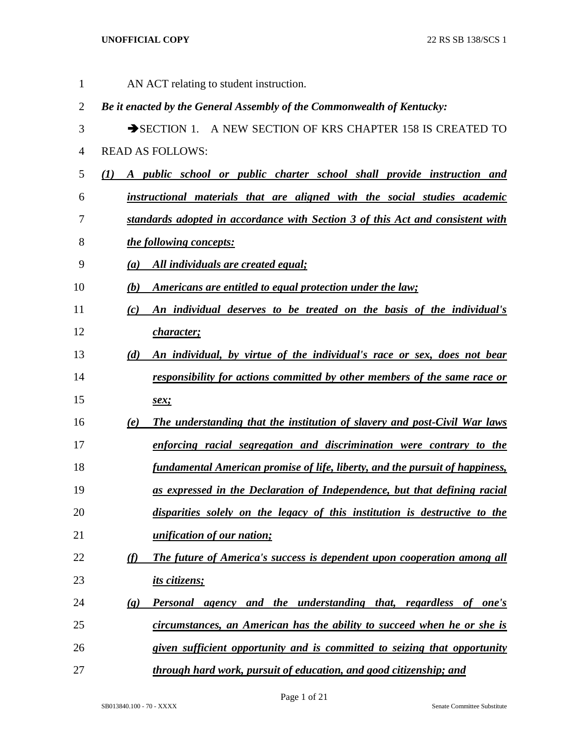AN ACT relating to student instruction.

***Be it enacted by the General Assembly of the Commonwealth of Kentucky:***

➔SECTION 1. A NEW SECTION OF KRS CHAPTER 158 IS CREATED TO READ AS FOLLOWS:

***(1) A public school or public charter school shall provide instruction and instructional materials that are aligned with the social studies academic standards adopted in accordance with Section 3 of this Act and consistent with the following concepts:***

***(a) All individuals are created equal;***

***(b) Americans are entitled to equal protection under the law;***

***(c) An individual deserves to be treated on the basis of the individual's character;***

***(d) An individual, by virtue of the individual's race or sex, does not bear responsibility for actions committed by other members of the same race or sex;***

***(e) The understanding that the institution of slavery and post-Civil War laws enforcing racial segregation and discrimination were contrary to the fundamental American promise of life, liberty, and the pursuit of happiness, as expressed in the Declaration of Independence, but that defining racial disparities solely on the legacy of this institution is destructive to the unification of our nation;***

***(f) The future of America's success is dependent upon cooperation among all its citizens;***

***(g) Personal agency and the understanding that, regardless of one's circumstances, an American has the ability to succeed when he or she is given sufficient opportunity and is committed to seizing that opportunity through hard work, pursuit of education, and good citizenship; and***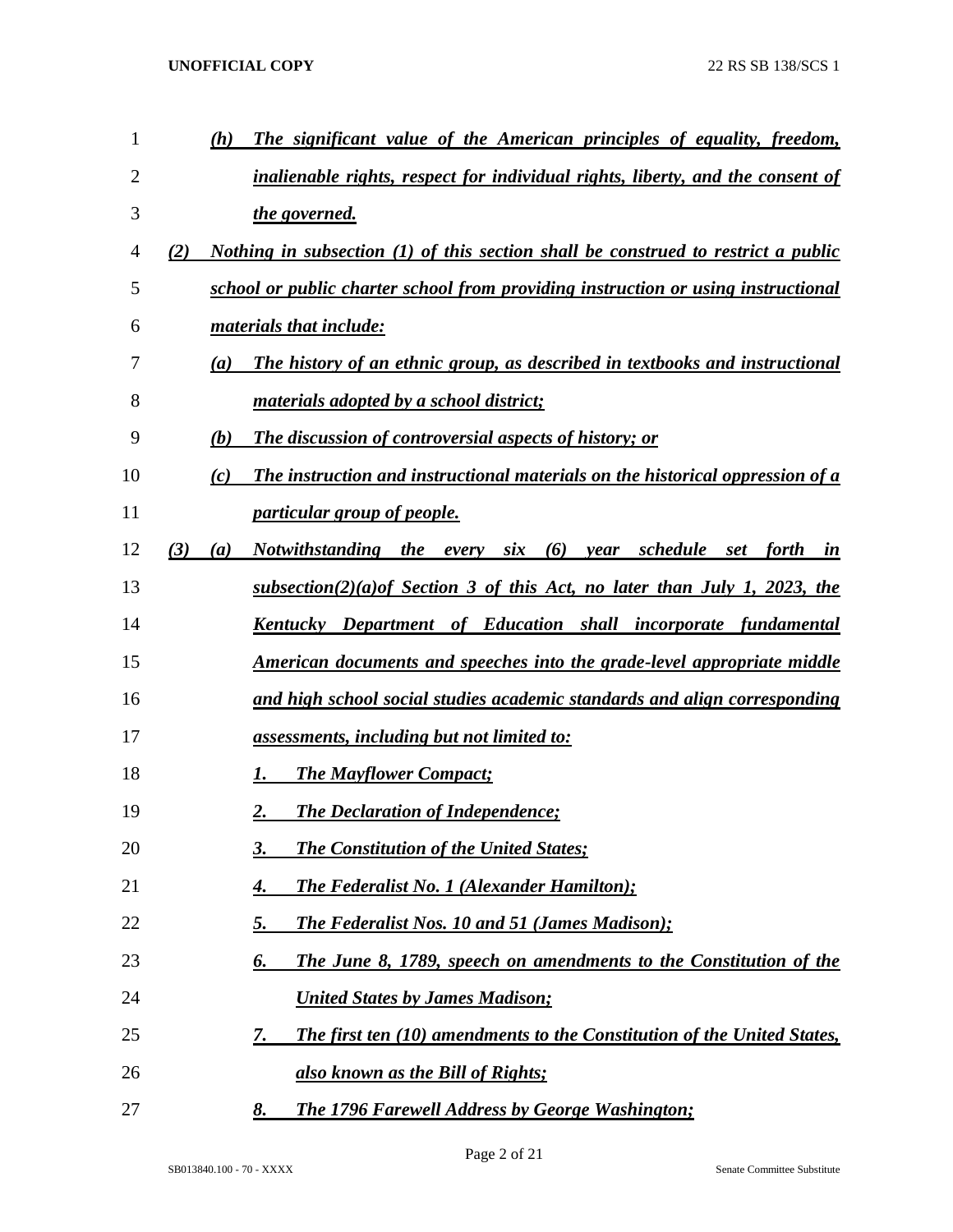*(h) The significant value of the American principles of equality, freedom, inalienable rights, respect for individual rights, liberty, and the consent of the governed.*

*(2) Nothing in subsection (1) of this section shall be construed to restrict a public school or public charter school from providing instruction or using instructional materials that include:*

*(a) The history of an ethnic group, as described in textbooks and instructional materials adopted by a school district;*

*(b) The discussion of controversial aspects of history; or*

*(c) The instruction and instructional materials on the historical oppression of a particular group of people.*

*(3) (a) Notwithstanding the every six (6) year schedule set forth in subsection(2)(a)of Section 3 of this Act, no later than July 1, 2023, the Kentucky Department of Education shall incorporate fundamental American documents and speeches into the grade-level appropriate middle and high school social studies academic standards and align corresponding assessments, including but not limited to:*

*1. The Mayflower Compact;*

*2. The Declaration of Independence;*

*3. The Constitution of the United States;*

*4. The Federalist No. 1 (Alexander Hamilton);*

*5. The Federalist Nos. 10 and 51 (James Madison);*

*6. The June 8, 1789, speech on amendments to the Constitution of the United States by James Madison;*

*7. The first ten (10) amendments to the Constitution of the United States, also known as the Bill of Rights;*

*8. The 1796 Farewell Address by George Washington;*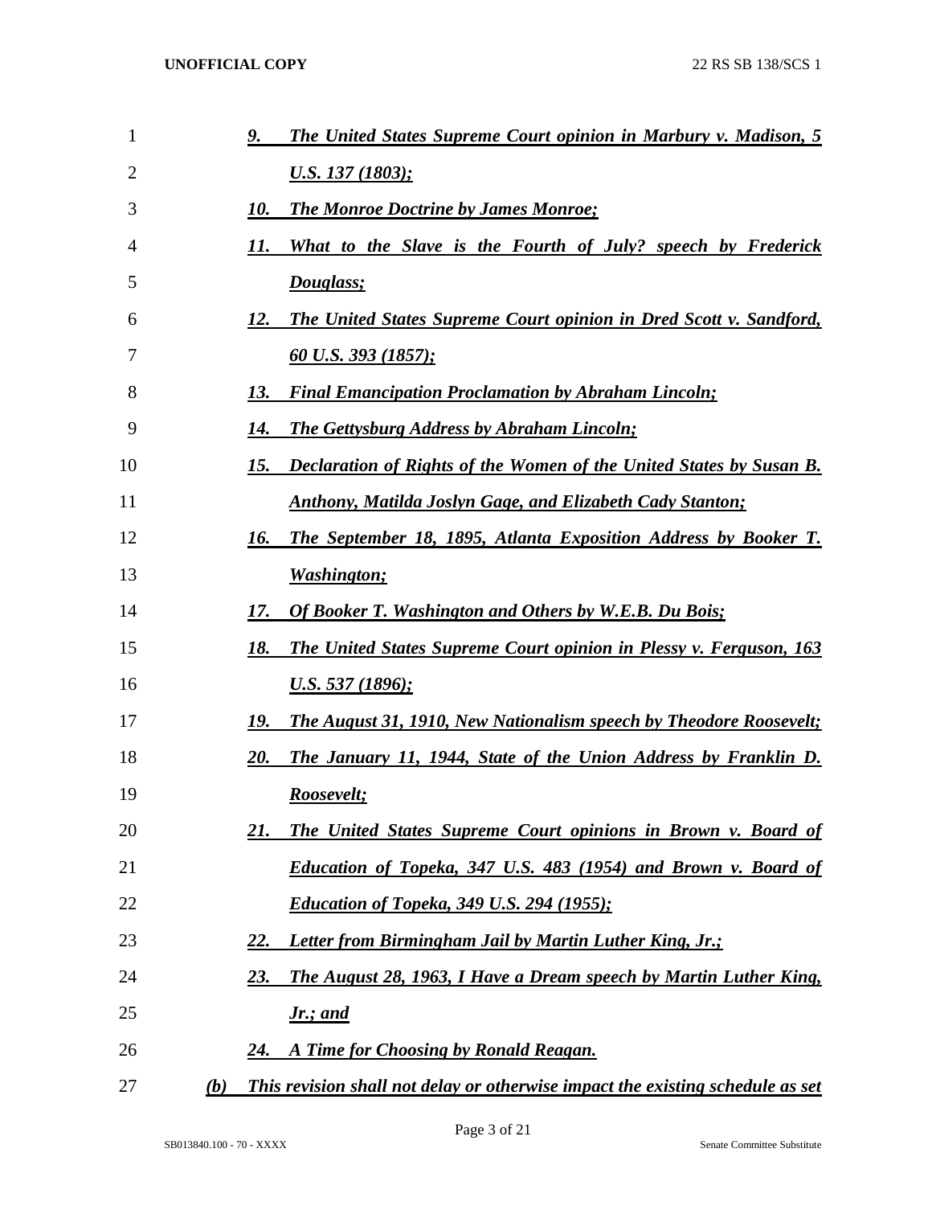9. ***The United States Supreme Court opinion in Marbury v. Madison, 5 U.S. 137 (1803);***
10. ***The Monroe Doctrine by James Monroe;***
11. ***What to the Slave is the Fourth of July? speech by Frederick Douglass;***
12. ***The United States Supreme Court opinion in Dred Scott v. Sandford, 60 U.S. 393 (1857);***
13. ***Final Emancipation Proclamation by Abraham Lincoln;***
14. ***The Gettysburg Address by Abraham Lincoln;***
15. ***Declaration of Rights of the Women of the United States by Susan B. Anthony, Matilda Joslyn Gage, and Elizabeth Cady Stanton;***
16. ***The September 18, 1895, Atlanta Exposition Address by Booker T. Washington;***
17. ***Of Booker T. Washington and Others by W.E.B. Du Bois;***
18. ***The United States Supreme Court opinion in Plessy v. Ferguson, 163 U.S. 537 (1896);***
19. ***The August 31, 1910, New Nationalism speech by Theodore Roosevelt;***
20. ***The January 11, 1944, State of the Union Address by Franklin D. Roosevelt;***
21. ***The United States Supreme Court opinions in Brown v. Board of Education of Topeka, 347 U.S. 483 (1954) and Brown v. Board of Education of Topeka, 349 U.S. 294 (1955);***
22. ***Letter from Birmingham Jail by Martin Luther King, Jr.;***
23. ***The August 28, 1963, I Have a Dream speech by Martin Luther King, Jr.; and***
24. ***A Time for Choosing by Ronald Reagan.***

***(b) This revision shall not delay or otherwise impact the existing schedule as set***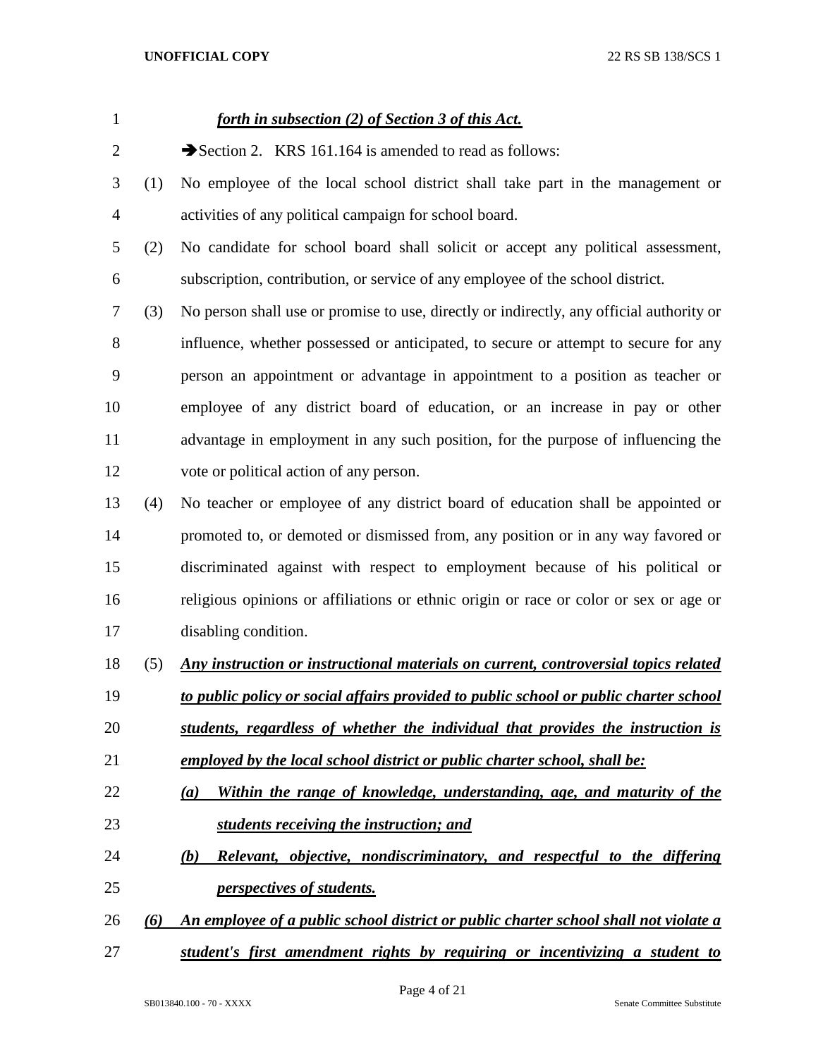***forth in subsection (2) of Section 3 of this Act.***

➔Section 2. KRS 161.164 is amended to read as follows:

(1) No employee of the local school district shall take part in the management or activities of any political campaign for school board.

(2) No candidate for school board shall solicit or accept any political assessment, subscription, contribution, or service of any employee of the school district.

(3) No person shall use or promise to use, directly or indirectly, any official authority or influence, whether possessed or anticipated, to secure or attempt to secure for any person an appointment or advantage in appointment to a position as teacher or employee of any district board of education, or an increase in pay or other advantage in employment in any such position, for the purpose of influencing the vote or political action of any person.

(4) No teacher or employee of any district board of education shall be appointed or promoted to, or demoted or dismissed from, any position or in any way favored or discriminated against with respect to employment because of his political or religious opinions or affiliations or ethnic origin or race or color or sex or age or disabling condition.

(5) ***Any instruction or instructional materials on current, controversial topics related to public policy or social affairs provided to public school or public charter school students, regardless of whether the individual that provides the instruction is employed by the local school district or public charter school, shall be:***

***(a) Within the range of knowledge, understanding, age, and maturity of the students receiving the instruction; and***

***(b) Relevant, objective, nondiscriminatory, and respectful to the differing perspectives of students.***

***(6) An employee of a public school district or public charter school shall not violate a student's first amendment rights by requiring or incentivizing a student to***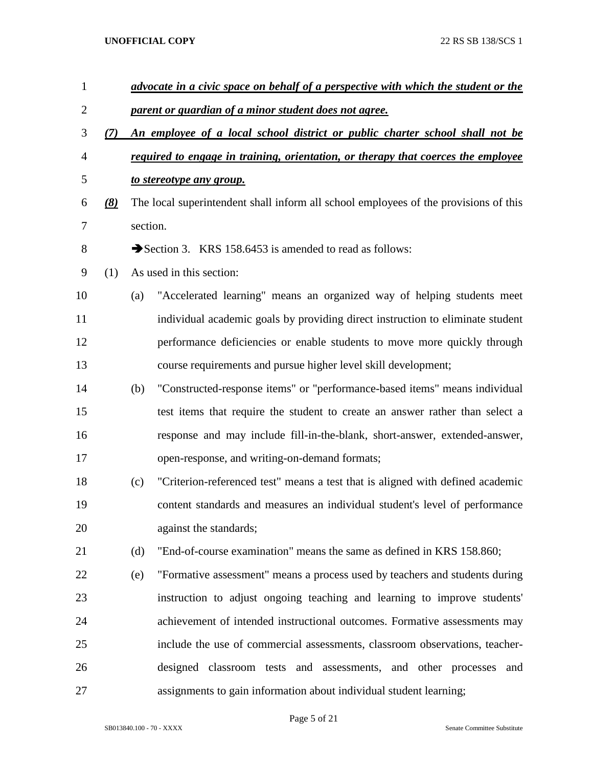***advocate in a civic space on behalf of a perspective with which the student or the parent or guardian of a minor student does not agree.***

***(7) An employee of a local school district or public charter school shall not be required to engage in training, orientation, or therapy that coerces the employee to stereotype any group.***

***(8)*** The local superintendent shall inform all school employees of the provisions of this section.

➔Section 3. KRS 158.6453 is amended to read as follows:

(1) As used in this section:

(a) "Accelerated learning" means an organized way of helping students meet individual academic goals by providing direct instruction to eliminate student performance deficiencies or enable students to move more quickly through course requirements and pursue higher level skill development;

(b) "Constructed-response items" or "performance-based items" means individual test items that require the student to create an answer rather than select a response and may include fill-in-the-blank, short-answer, extended-answer, open-response, and writing-on-demand formats;

(c) "Criterion-referenced test" means a test that is aligned with defined academic content standards and measures an individual student's level of performance against the standards;

(d) "End-of-course examination" means the same as defined in KRS 158.860;

(e) "Formative assessment" means a process used by teachers and students during instruction to adjust ongoing teaching and learning to improve students' achievement of intended instructional outcomes. Formative assessments may include the use of commercial assessments, classroom observations, teacher-designed classroom tests and assessments, and other processes and assignments to gain information about individual student learning;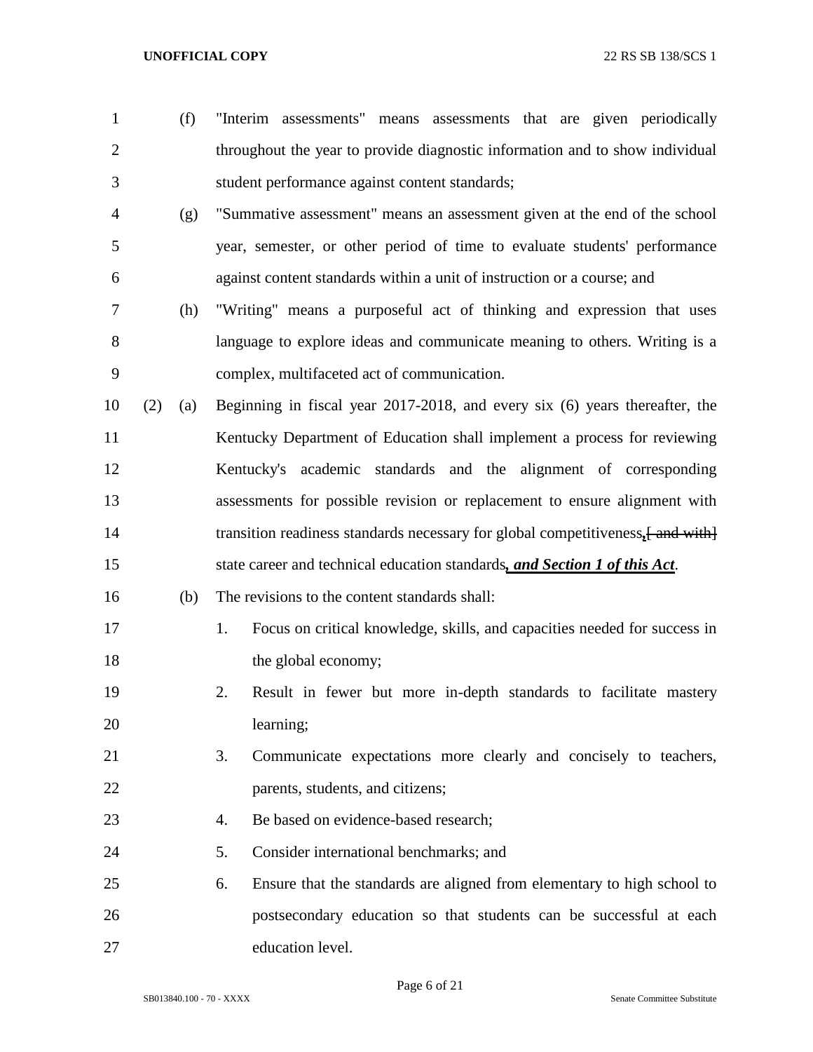(f) "Interim assessments" means assessments that are given periodically throughout the year to provide diagnostic information and to show individual student performance against content standards;

(g) "Summative assessment" means an assessment given at the end of the school year, semester, or other period of time to evaluate students' performance against content standards within a unit of instruction or a course; and

(h) "Writing" means a purposeful act of thinking and expression that uses language to explore ideas and communicate meaning to others. Writing is a complex, multifaceted act of communication.

(2) (a) Beginning in fiscal year 2017-2018, and every six (6) years thereafter, the Kentucky Department of Education shall implement a process for reviewing Kentucky's academic standards and the alignment of corresponding assessments for possible revision or replacement to ensure alignment with transition readiness standards necessary for global competitiveness***,***~~[ and with]~~ state career and technical education standards***, and Section 1 of this Act***.

(b) The revisions to the content standards shall:

1. Focus on critical knowledge, skills, and capacities needed for success in the global economy;
2. Result in fewer but more in-depth standards to facilitate mastery learning;
3. Communicate expectations more clearly and concisely to teachers, parents, students, and citizens;
4. Be based on evidence-based research;
5. Consider international benchmarks; and
6. Ensure that the standards are aligned from elementary to high school to postsecondary education so that students can be successful at each education level.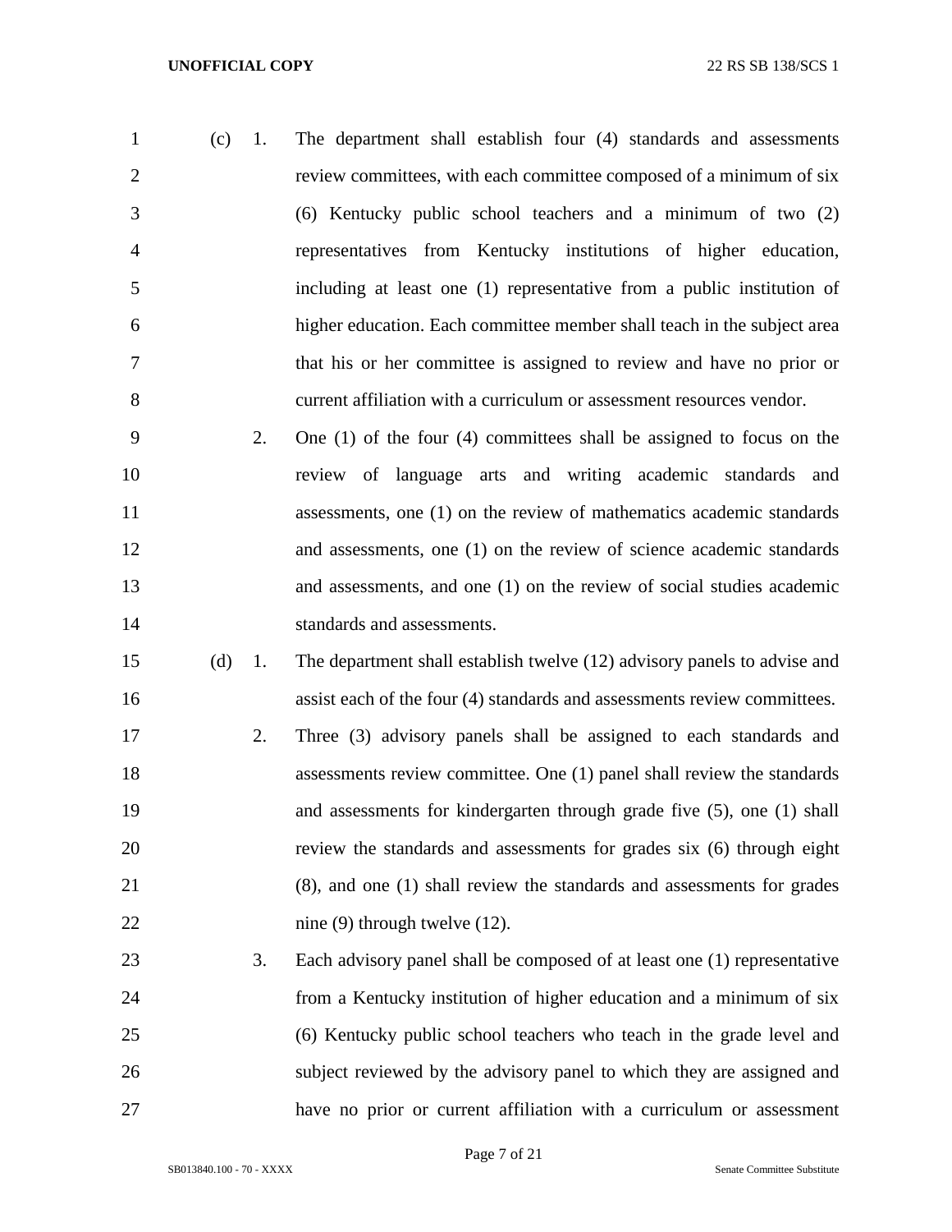(c) 1. The department shall establish four (4) standards and assessments review committees, with each committee composed of a minimum of six (6) Kentucky public school teachers and a minimum of two (2) representatives from Kentucky institutions of higher education, including at least one (1) representative from a public institution of higher education. Each committee member shall teach in the subject area that his or her committee is assigned to review and have no prior or current affiliation with a curriculum or assessment resources vendor.

2. One (1) of the four (4) committees shall be assigned to focus on the review of language arts and writing academic standards and assessments, one (1) on the review of mathematics academic standards and assessments, one (1) on the review of science academic standards and assessments, and one (1) on the review of social studies academic standards and assessments.

(d) 1. The department shall establish twelve (12) advisory panels to advise and assist each of the four (4) standards and assessments review committees.

2. Three (3) advisory panels shall be assigned to each standards and assessments review committee. One (1) panel shall review the standards and assessments for kindergarten through grade five (5), one (1) shall review the standards and assessments for grades six (6) through eight (8), and one (1) shall review the standards and assessments for grades nine (9) through twelve (12).

3. Each advisory panel shall be composed of at least one (1) representative from a Kentucky institution of higher education and a minimum of six (6) Kentucky public school teachers who teach in the grade level and subject reviewed by the advisory panel to which they are assigned and have no prior or current affiliation with a curriculum or assessment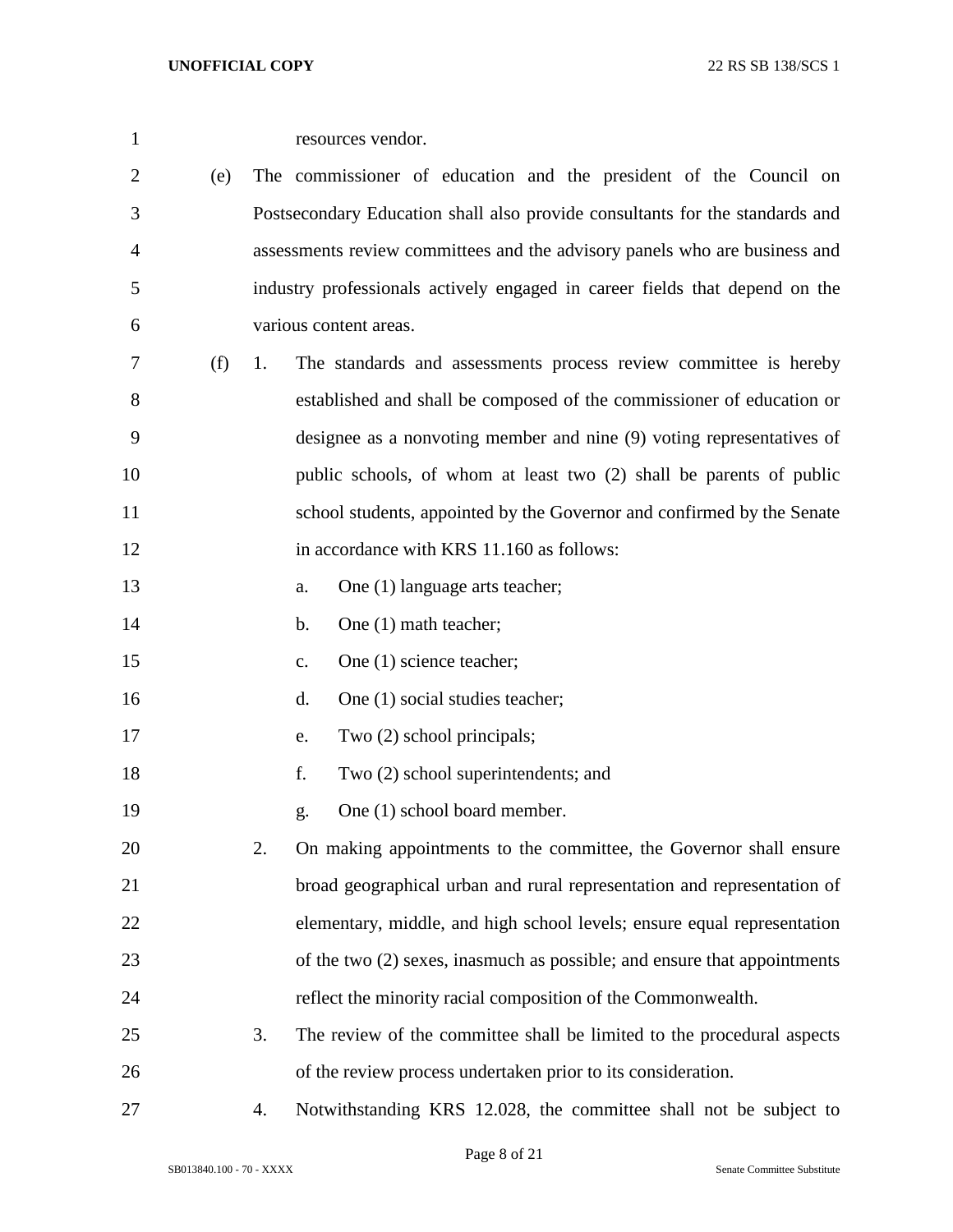resources vendor.

(e) The commissioner of education and the president of the Council on Postsecondary Education shall also provide consultants for the standards and assessments review committees and the advisory panels who are business and industry professionals actively engaged in career fields that depend on the various content areas.

(f) 1. The standards and assessments process review committee is hereby established and shall be composed of the commissioner of education or designee as a nonvoting member and nine (9) voting representatives of public schools, of whom at least two (2) shall be parents of public school students, appointed by the Governor and confirmed by the Senate in accordance with KRS 11.160 as follows:

a. One (1) language arts teacher;

b. One (1) math teacher;

c. One (1) science teacher;

d. One (1) social studies teacher;

e. Two (2) school principals;

f. Two (2) school superintendents; and

g. One (1) school board member.

2. On making appointments to the committee, the Governor shall ensure broad geographical urban and rural representation and representation of elementary, middle, and high school levels; ensure equal representation of the two (2) sexes, inasmuch as possible; and ensure that appointments reflect the minority racial composition of the Commonwealth.

3. The review of the committee shall be limited to the procedural aspects of the review process undertaken prior to its consideration.

4. Notwithstanding KRS 12.028, the committee shall not be subject to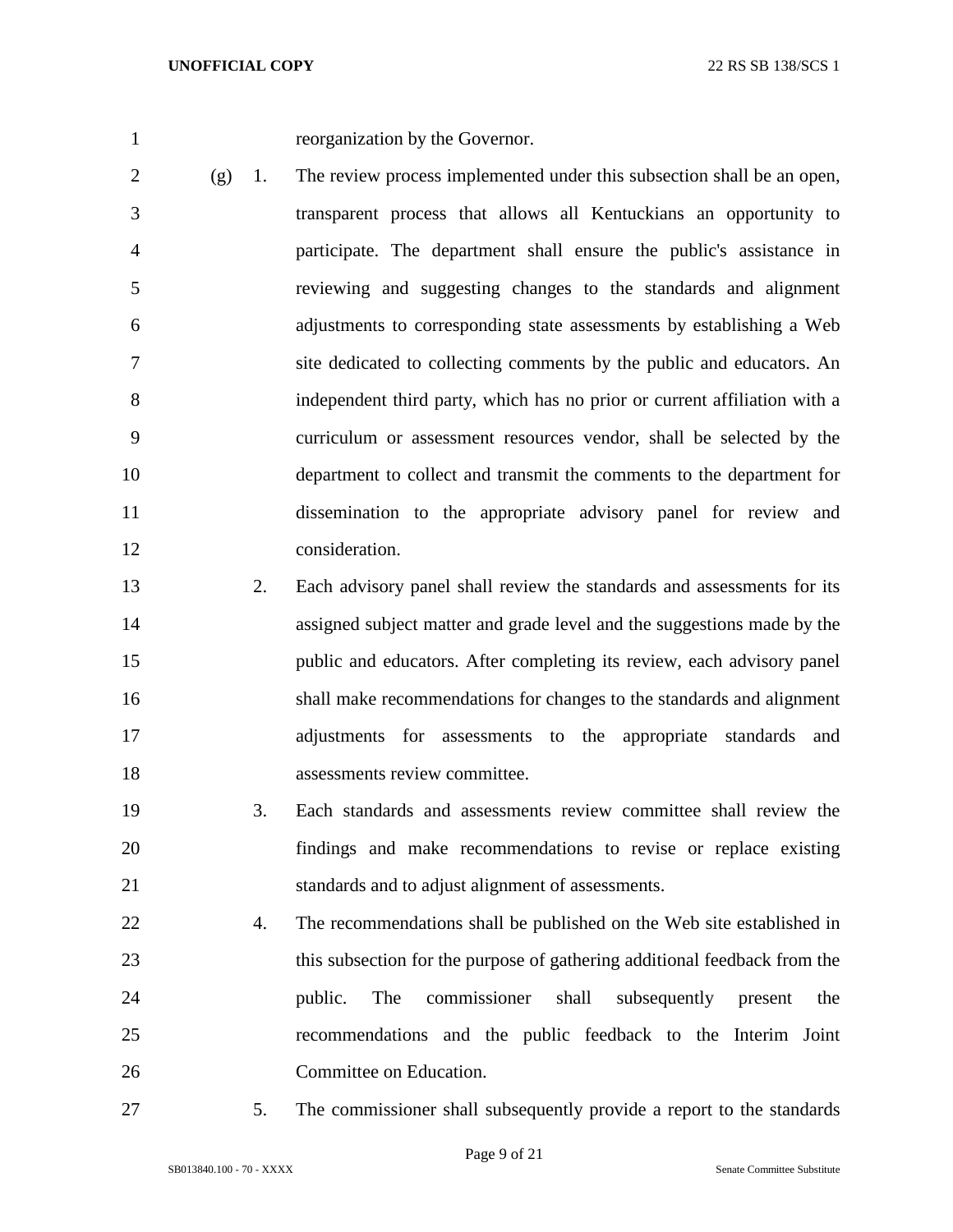reorganization by the Governor.

(g) 1. The review process implemented under this subsection shall be an open, transparent process that allows all Kentuckians an opportunity to participate. The department shall ensure the public's assistance in reviewing and suggesting changes to the standards and alignment adjustments to corresponding state assessments by establishing a Web site dedicated to collecting comments by the public and educators. An independent third party, which has no prior or current affiliation with a curriculum or assessment resources vendor, shall be selected by the department to collect and transmit the comments to the department for dissemination to the appropriate advisory panel for review and consideration.

2. Each advisory panel shall review the standards and assessments for its assigned subject matter and grade level and the suggestions made by the public and educators. After completing its review, each advisory panel shall make recommendations for changes to the standards and alignment adjustments for assessments to the appropriate standards and assessments review committee.

3. Each standards and assessments review committee shall review the findings and make recommendations to revise or replace existing standards and to adjust alignment of assessments.

4. The recommendations shall be published on the Web site established in this subsection for the purpose of gathering additional feedback from the public. The commissioner shall subsequently present the recommendations and the public feedback to the Interim Joint Committee on Education.

5. The commissioner shall subsequently provide a report to the standards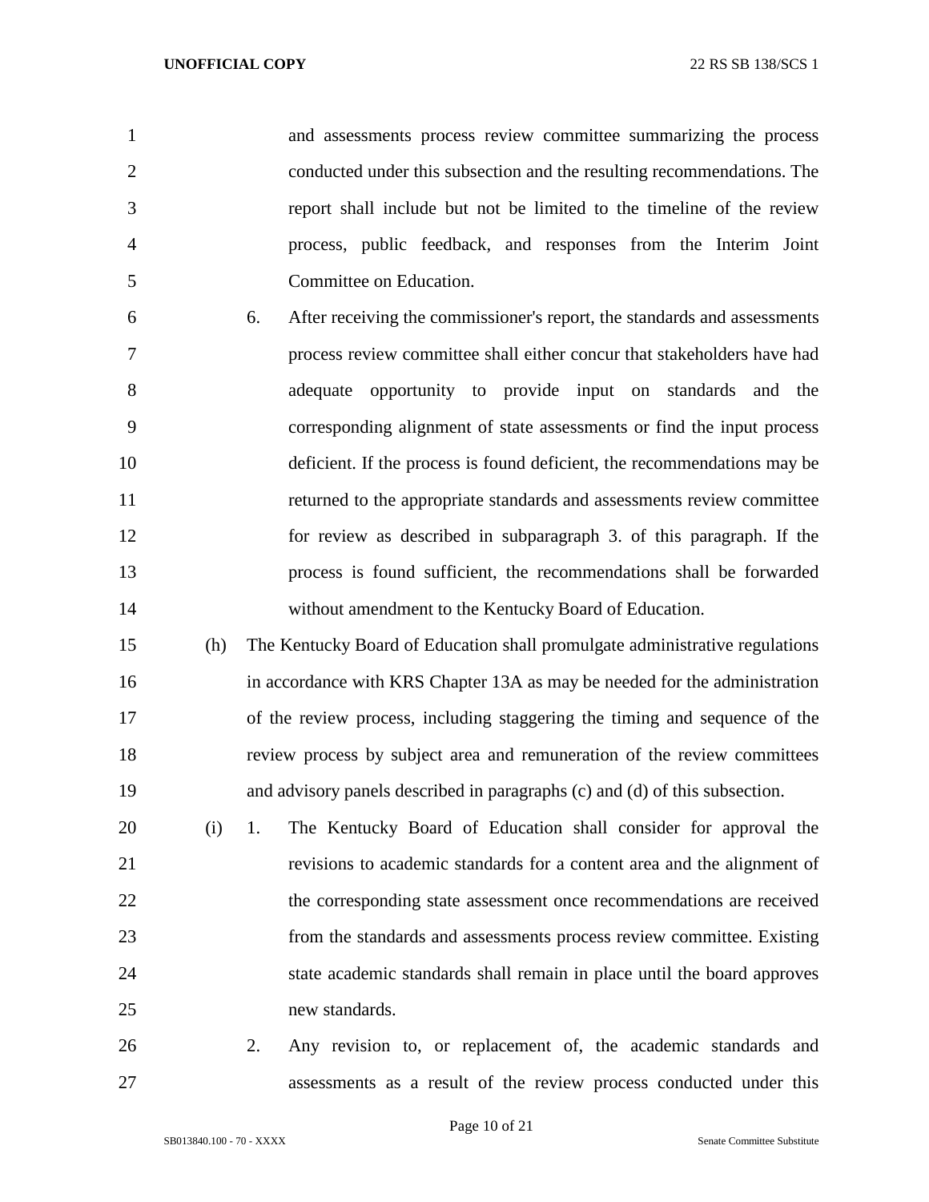and assessments process review committee summarizing the process conducted under this subsection and the resulting recommendations. The report shall include but not be limited to the timeline of the review process, public feedback, and responses from the Interim Joint Committee on Education.

6. After receiving the commissioner's report, the standards and assessments process review committee shall either concur that stakeholders have had adequate opportunity to provide input on standards and the corresponding alignment of state assessments or find the input process deficient. If the process is found deficient, the recommendations may be returned to the appropriate standards and assessments review committee for review as described in subparagraph 3. of this paragraph. If the process is found sufficient, the recommendations shall be forwarded without amendment to the Kentucky Board of Education.

(h) The Kentucky Board of Education shall promulgate administrative regulations in accordance with KRS Chapter 13A as may be needed for the administration of the review process, including staggering the timing and sequence of the review process by subject area and remuneration of the review committees and advisory panels described in paragraphs (c) and (d) of this subsection.

(i) 1. The Kentucky Board of Education shall consider for approval the revisions to academic standards for a content area and the alignment of the corresponding state assessment once recommendations are received from the standards and assessments process review committee. Existing state academic standards shall remain in place until the board approves new standards.

2. Any revision to, or replacement of, the academic standards and assessments as a result of the review process conducted under this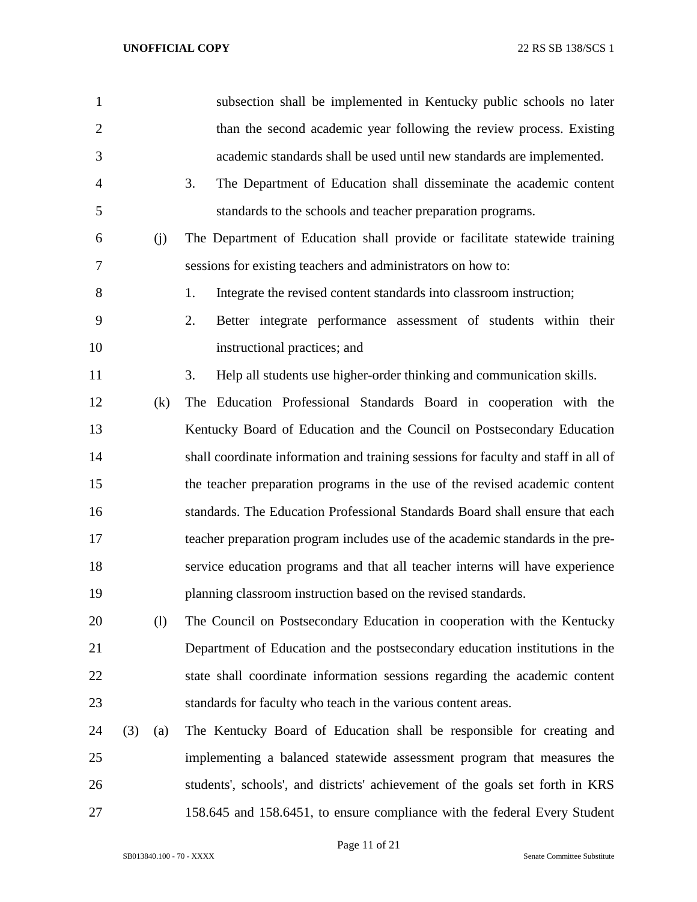subsection shall be implemented in Kentucky public schools no later than the second academic year following the review process. Existing academic standards shall be used until new standards are implemented.

3. The Department of Education shall disseminate the academic content standards to the schools and teacher preparation programs.

(j) The Department of Education shall provide or facilitate statewide training sessions for existing teachers and administrators on how to:

1. Integrate the revised content standards into classroom instruction;
2. Better integrate performance assessment of students within their instructional practices; and
3. Help all students use higher-order thinking and communication skills.

(k) The Education Professional Standards Board in cooperation with the Kentucky Board of Education and the Council on Postsecondary Education shall coordinate information and training sessions for faculty and staff in all of the teacher preparation programs in the use of the revised academic content standards. The Education Professional Standards Board shall ensure that each teacher preparation program includes use of the academic standards in the pre-service education programs and that all teacher interns will have experience planning classroom instruction based on the revised standards.

(l) The Council on Postsecondary Education in cooperation with the Kentucky Department of Education and the postsecondary education institutions in the state shall coordinate information sessions regarding the academic content standards for faculty who teach in the various content areas.

(3) (a) The Kentucky Board of Education shall be responsible for creating and implementing a balanced statewide assessment program that measures the students', schools', and districts' achievement of the goals set forth in KRS 158.645 and 158.6451, to ensure compliance with the federal Every Student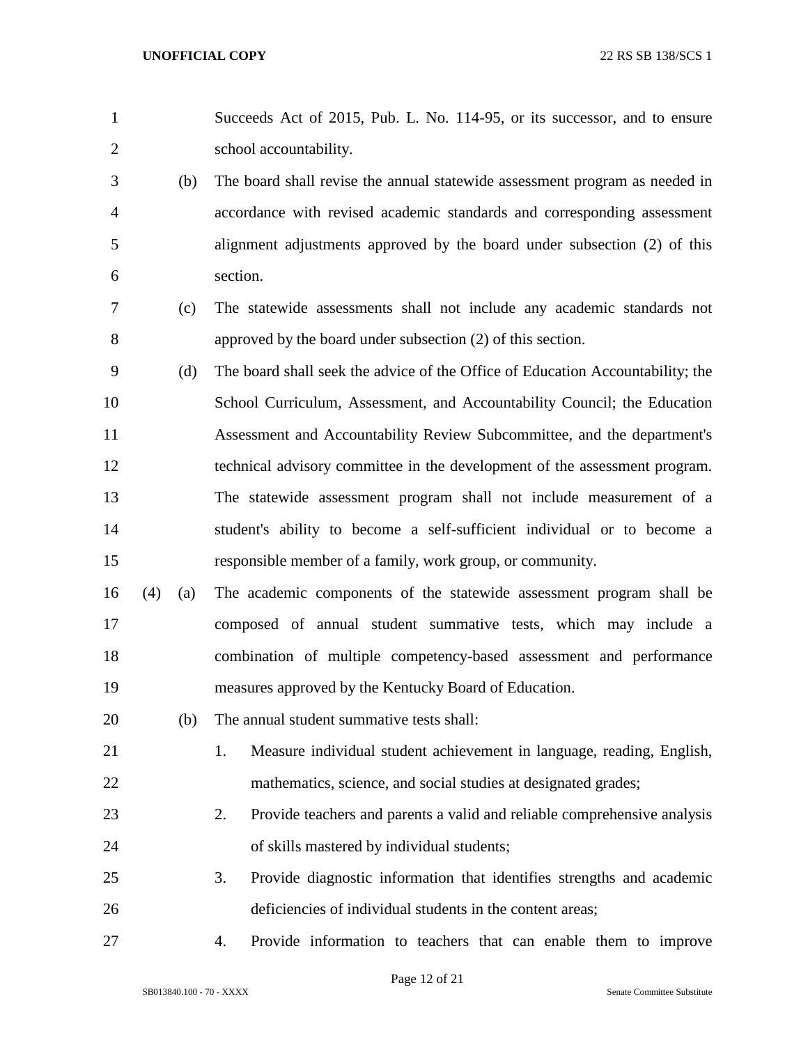Succeeds Act of 2015, Pub. L. No. 114-95, or its successor, and to ensure school accountability.

(b) The board shall revise the annual statewide assessment program as needed in accordance with revised academic standards and corresponding assessment alignment adjustments approved by the board under subsection (2) of this section.

(c) The statewide assessments shall not include any academic standards not approved by the board under subsection (2) of this section.

(d) The board shall seek the advice of the Office of Education Accountability; the School Curriculum, Assessment, and Accountability Council; the Education Assessment and Accountability Review Subcommittee, and the department's technical advisory committee in the development of the assessment program. The statewide assessment program shall not include measurement of a student's ability to become a self-sufficient individual or to become a responsible member of a family, work group, or community.

(4) (a) The academic components of the statewide assessment program shall be composed of annual student summative tests, which may include a combination of multiple competency-based assessment and performance measures approved by the Kentucky Board of Education.

(b) The annual student summative tests shall:

1. Measure individual student achievement in language, reading, English, mathematics, science, and social studies at designated grades;
2. Provide teachers and parents a valid and reliable comprehensive analysis of skills mastered by individual students;
3. Provide diagnostic information that identifies strengths and academic deficiencies of individual students in the content areas;
4. Provide information to teachers that can enable them to improve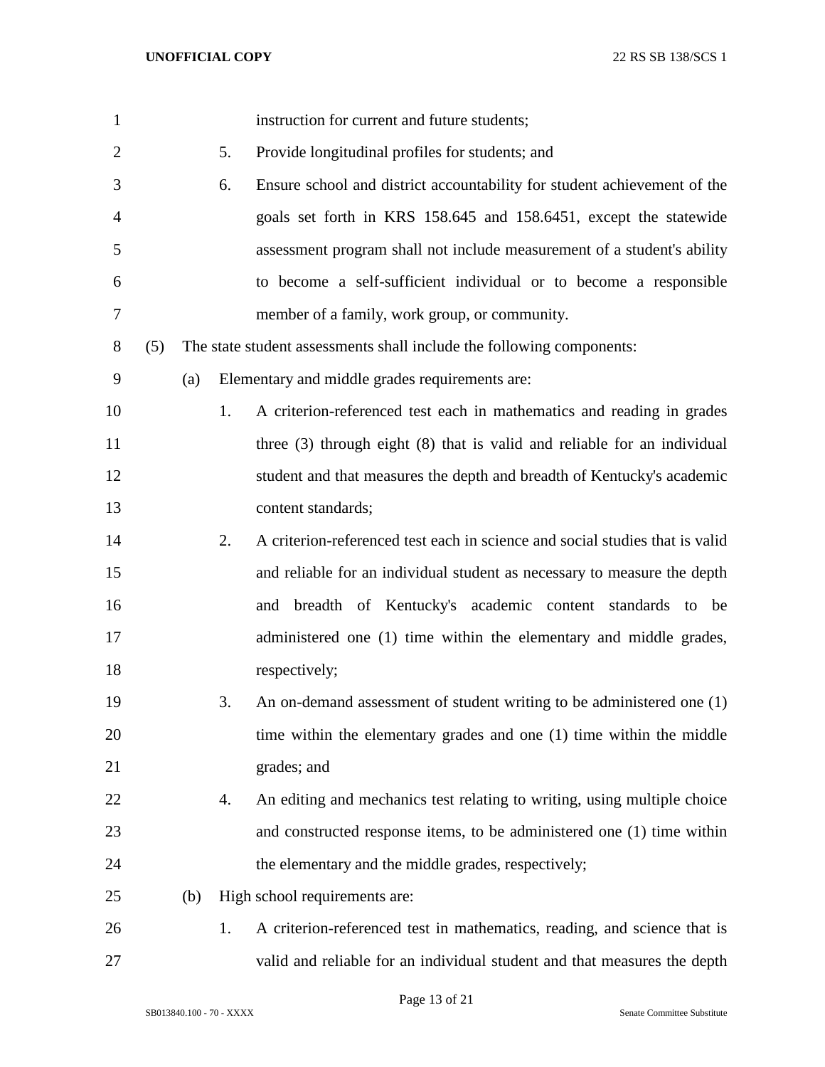instruction for current and future students;

5. Provide longitudinal profiles for students; and

6. Ensure school and district accountability for student achievement of the goals set forth in KRS 158.645 and 158.6451, except the statewide assessment program shall not include measurement of a student's ability to become a self-sufficient individual or to become a responsible member of a family, work group, or community.

(5) The state student assessments shall include the following components:

(a) Elementary and middle grades requirements are:

1. A criterion-referenced test each in mathematics and reading in grades three (3) through eight (8) that is valid and reliable for an individual student and that measures the depth and breadth of Kentucky's academic content standards;

2. A criterion-referenced test each in science and social studies that is valid and reliable for an individual student as necessary to measure the depth and breadth of Kentucky's academic content standards to be administered one (1) time within the elementary and middle grades, respectively;

3. An on-demand assessment of student writing to be administered one (1) time within the elementary grades and one (1) time within the middle grades; and

4. An editing and mechanics test relating to writing, using multiple choice and constructed response items, to be administered one (1) time within the elementary and the middle grades, respectively;

(b) High school requirements are:

1. A criterion-referenced test in mathematics, reading, and science that is valid and reliable for an individual student and that measures the depth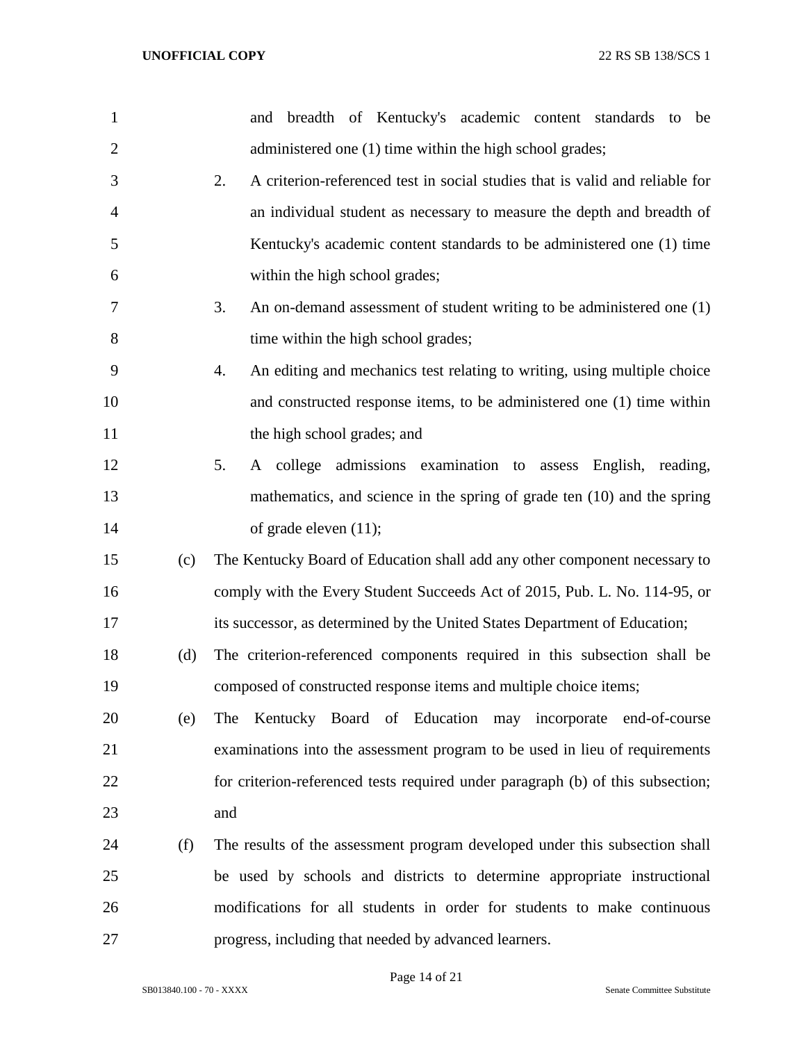and breadth of Kentucky's academic content standards to be administered one (1) time within the high school grades;

2. A criterion-referenced test in social studies that is valid and reliable for an individual student as necessary to measure the depth and breadth of Kentucky's academic content standards to be administered one (1) time within the high school grades;

3. An on-demand assessment of student writing to be administered one (1) time within the high school grades;

4. An editing and mechanics test relating to writing, using multiple choice and constructed response items, to be administered one (1) time within the high school grades; and

5. A college admissions examination to assess English, reading, mathematics, and science in the spring of grade ten (10) and the spring of grade eleven (11);

(c) The Kentucky Board of Education shall add any other component necessary to comply with the Every Student Succeeds Act of 2015, Pub. L. No. 114-95, or its successor, as determined by the United States Department of Education;

(d) The criterion-referenced components required in this subsection shall be composed of constructed response items and multiple choice items;

(e) The Kentucky Board of Education may incorporate end-of-course examinations into the assessment program to be used in lieu of requirements for criterion-referenced tests required under paragraph (b) of this subsection; and

(f) The results of the assessment program developed under this subsection shall be used by schools and districts to determine appropriate instructional modifications for all students in order for students to make continuous progress, including that needed by advanced learners.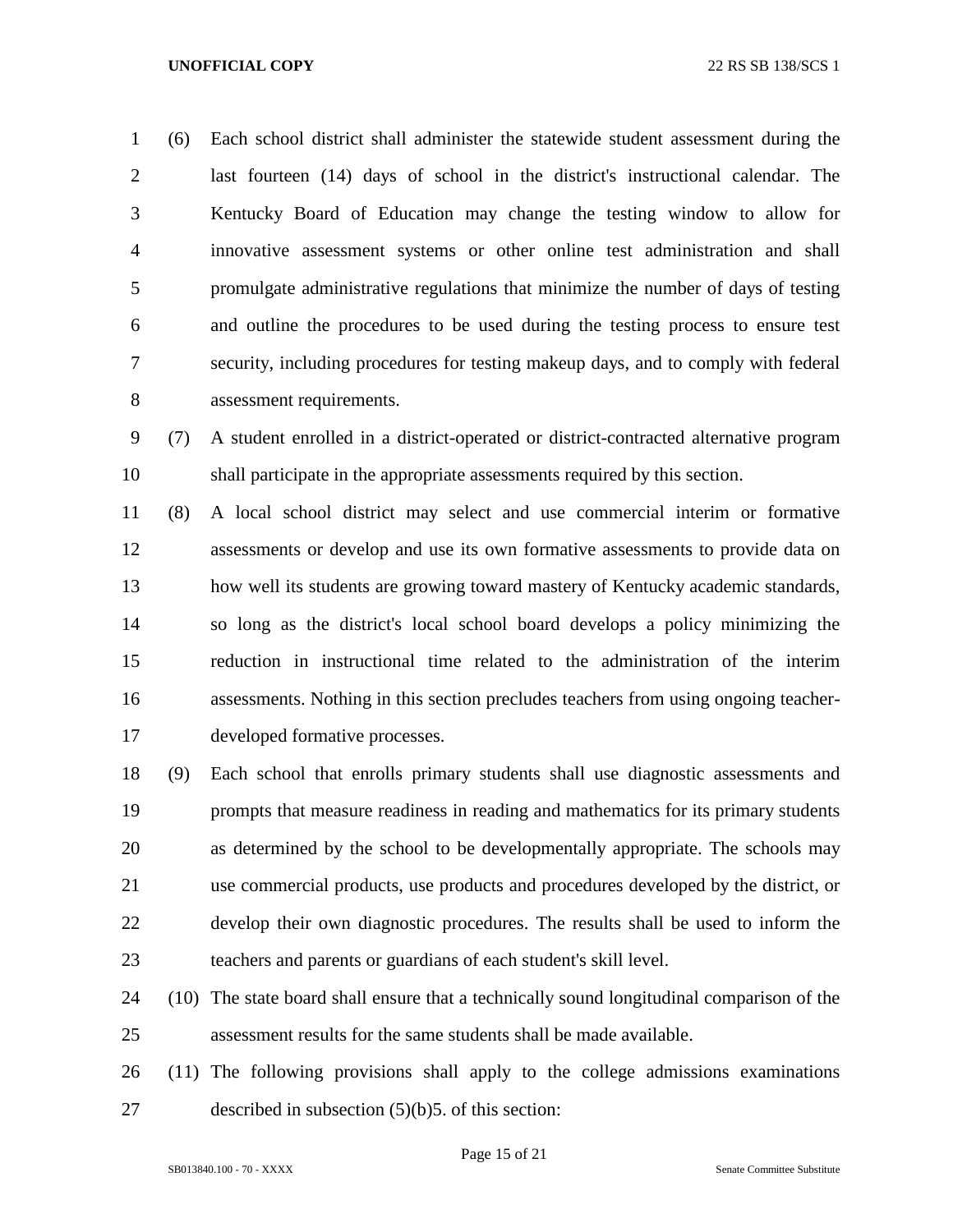(6) Each school district shall administer the statewide student assessment during the last fourteen (14) days of school in the district's instructional calendar. The Kentucky Board of Education may change the testing window to allow for innovative assessment systems or other online test administration and shall promulgate administrative regulations that minimize the number of days of testing and outline the procedures to be used during the testing process to ensure test security, including procedures for testing makeup days, and to comply with federal assessment requirements.

(7) A student enrolled in a district-operated or district-contracted alternative program shall participate in the appropriate assessments required by this section.

(8) A local school district may select and use commercial interim or formative assessments or develop and use its own formative assessments to provide data on how well its students are growing toward mastery of Kentucky academic standards, so long as the district's local school board develops a policy minimizing the reduction in instructional time related to the administration of the interim assessments. Nothing in this section precludes teachers from using ongoing teacher-developed formative processes.

(9) Each school that enrolls primary students shall use diagnostic assessments and prompts that measure readiness in reading and mathematics for its primary students as determined by the school to be developmentally appropriate. The schools may use commercial products, use products and procedures developed by the district, or develop their own diagnostic procedures. The results shall be used to inform the teachers and parents or guardians of each student's skill level.

(10) The state board shall ensure that a technically sound longitudinal comparison of the assessment results for the same students shall be made available.

(11) The following provisions shall apply to the college admissions examinations described in subsection (5)(b)5. of this section: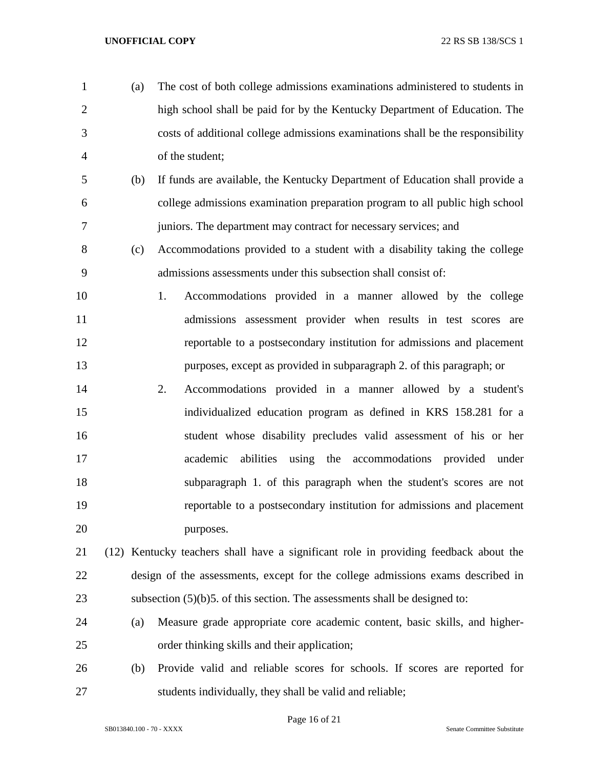(a) The cost of both college admissions examinations administered to students in high school shall be paid for by the Kentucky Department of Education. The costs of additional college admissions examinations shall be the responsibility of the student;

(b) If funds are available, the Kentucky Department of Education shall provide a college admissions examination preparation program to all public high school juniors. The department may contract for necessary services; and

(c) Accommodations provided to a student with a disability taking the college admissions assessments under this subsection shall consist of:

1. Accommodations provided in a manner allowed by the college admissions assessment provider when results in test scores are reportable to a postsecondary institution for admissions and placement purposes, except as provided in subparagraph 2. of this paragraph; or

2. Accommodations provided in a manner allowed by a student's individualized education program as defined in KRS 158.281 for a student whose disability precludes valid assessment of his or her academic abilities using the accommodations provided under subparagraph 1. of this paragraph when the student's scores are not reportable to a postsecondary institution for admissions and placement purposes.

(12) Kentucky teachers shall have a significant role in providing feedback about the design of the assessments, except for the college admissions exams described in subsection (5)(b)5. of this section. The assessments shall be designed to:

(a) Measure grade appropriate core academic content, basic skills, and higher-order thinking skills and their application;

(b) Provide valid and reliable scores for schools. If scores are reported for students individually, they shall be valid and reliable;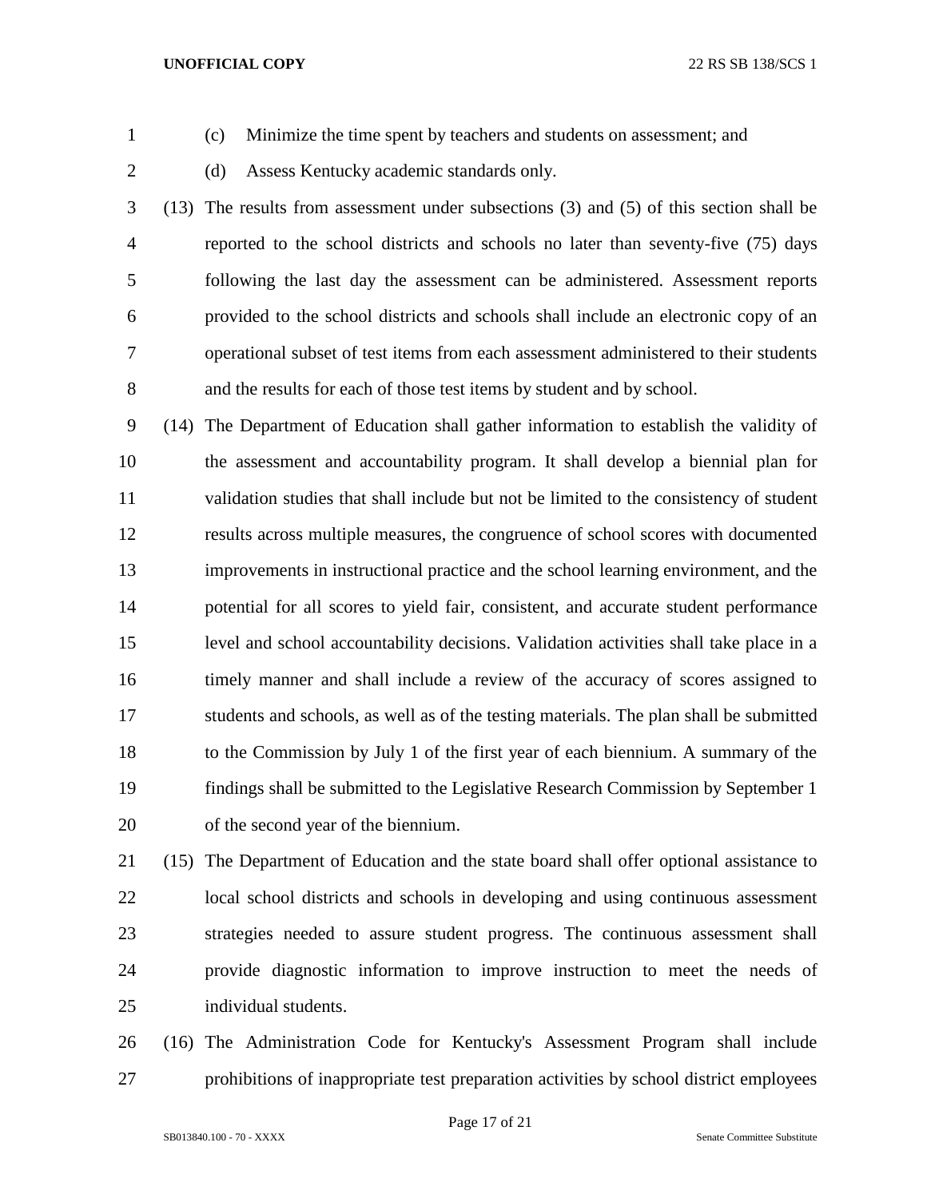(c) Minimize the time spent by teachers and students on assessment; and

(d) Assess Kentucky academic standards only.

(13) The results from assessment under subsections (3) and (5) of this section shall be reported to the school districts and schools no later than seventy-five (75) days following the last day the assessment can be administered. Assessment reports provided to the school districts and schools shall include an electronic copy of an operational subset of test items from each assessment administered to their students and the results for each of those test items by student and by school.

(14) The Department of Education shall gather information to establish the validity of the assessment and accountability program. It shall develop a biennial plan for validation studies that shall include but not be limited to the consistency of student results across multiple measures, the congruence of school scores with documented improvements in instructional practice and the school learning environment, and the potential for all scores to yield fair, consistent, and accurate student performance level and school accountability decisions. Validation activities shall take place in a timely manner and shall include a review of the accuracy of scores assigned to students and schools, as well as of the testing materials. The plan shall be submitted to the Commission by July 1 of the first year of each biennium. A summary of the findings shall be submitted to the Legislative Research Commission by September 1 of the second year of the biennium.

(15) The Department of Education and the state board shall offer optional assistance to local school districts and schools in developing and using continuous assessment strategies needed to assure student progress. The continuous assessment shall provide diagnostic information to improve instruction to meet the needs of individual students.

(16) The Administration Code for Kentucky's Assessment Program shall include prohibitions of inappropriate test preparation activities by school district employees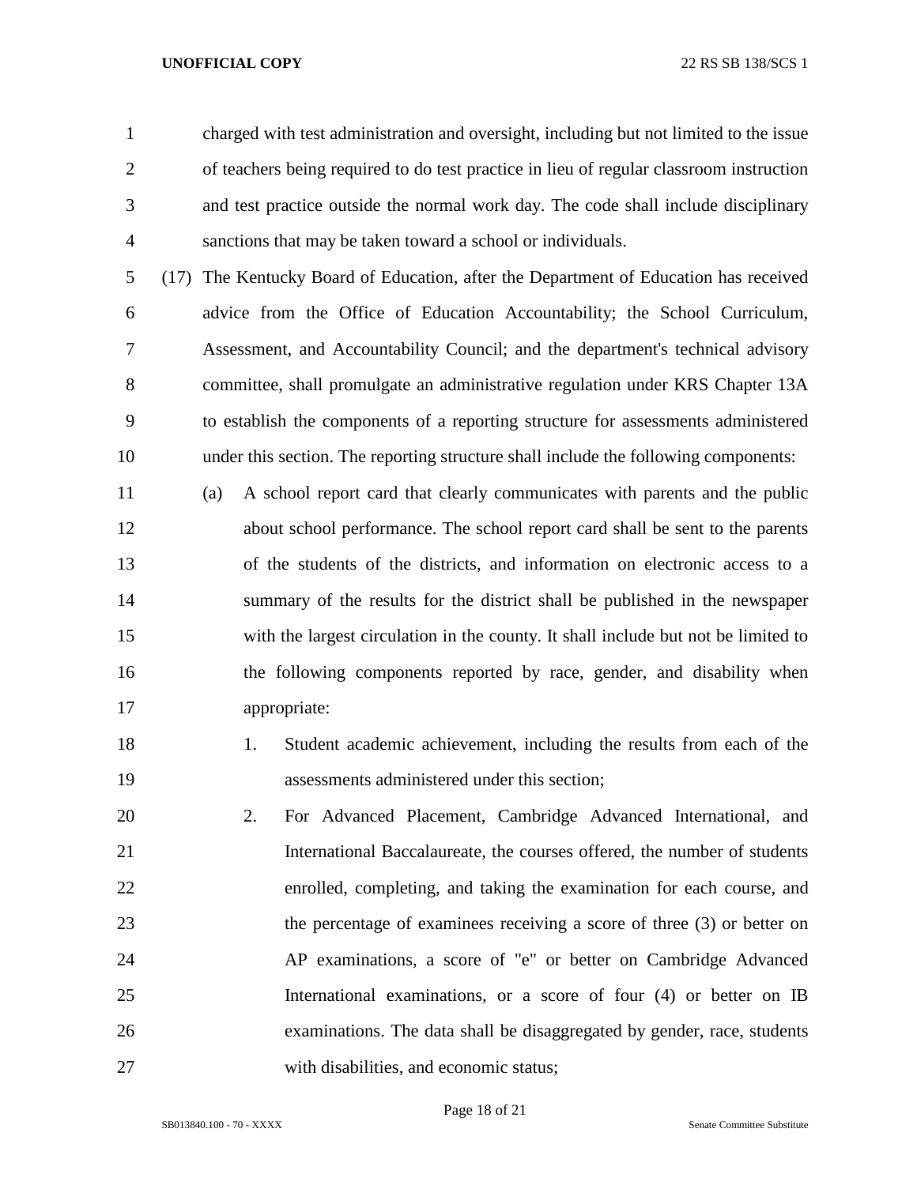charged with test administration and oversight, including but not limited to the issue of teachers being required to do test practice in lieu of regular classroom instruction and test practice outside the normal work day. The code shall include disciplinary sanctions that may be taken toward a school or individuals.

(17) The Kentucky Board of Education, after the Department of Education has received advice from the Office of Education Accountability; the School Curriculum, Assessment, and Accountability Council; and the department's technical advisory committee, shall promulgate an administrative regulation under KRS Chapter 13A to establish the components of a reporting structure for assessments administered under this section. The reporting structure shall include the following components:

(a) A school report card that clearly communicates with parents and the public about school performance. The school report card shall be sent to the parents of the students of the districts, and information on electronic access to a summary of the results for the district shall be published in the newspaper with the largest circulation in the county. It shall include but not be limited to the following components reported by race, gender, and disability when appropriate:

1. Student academic achievement, including the results from each of the assessments administered under this section;

2. For Advanced Placement, Cambridge Advanced International, and International Baccalaureate, the courses offered, the number of students enrolled, completing, and taking the examination for each course, and the percentage of examinees receiving a score of three (3) or better on AP examinations, a score of "e" or better on Cambridge Advanced International examinations, or a score of four (4) or better on IB examinations. The data shall be disaggregated by gender, race, students with disabilities, and economic status;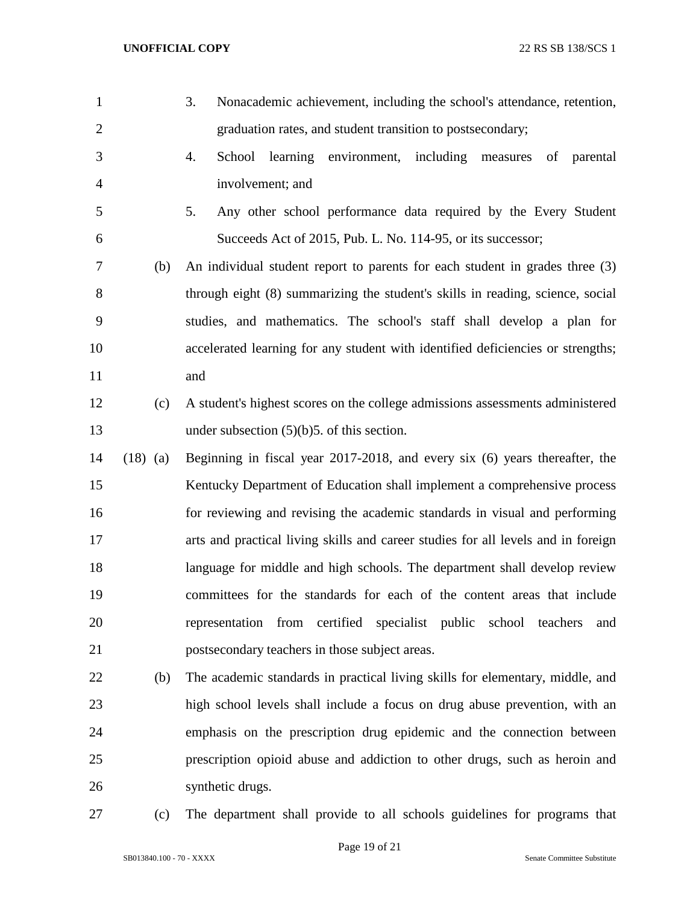3. Nonacademic achievement, including the school's attendance, retention, graduation rates, and student transition to postsecondary;

4. School learning environment, including measures of parental involvement; and

5. Any other school performance data required by the Every Student Succeeds Act of 2015, Pub. L. No. 114-95, or its successor;

(b) An individual student report to parents for each student in grades three (3) through eight (8) summarizing the student's skills in reading, science, social studies, and mathematics. The school's staff shall develop a plan for accelerated learning for any student with identified deficiencies or strengths; and

(c) A student's highest scores on the college admissions assessments administered under subsection (5)(b)5. of this section.

(18) (a) Beginning in fiscal year 2017-2018, and every six (6) years thereafter, the Kentucky Department of Education shall implement a comprehensive process for reviewing and revising the academic standards in visual and performing arts and practical living skills and career studies for all levels and in foreign language for middle and high schools. The department shall develop review committees for the standards for each of the content areas that include representation from certified specialist public school teachers and postsecondary teachers in those subject areas.

(b) The academic standards in practical living skills for elementary, middle, and high school levels shall include a focus on drug abuse prevention, with an emphasis on the prescription drug epidemic and the connection between prescription opioid abuse and addiction to other drugs, such as heroin and synthetic drugs.

(c) The department shall provide to all schools guidelines for programs that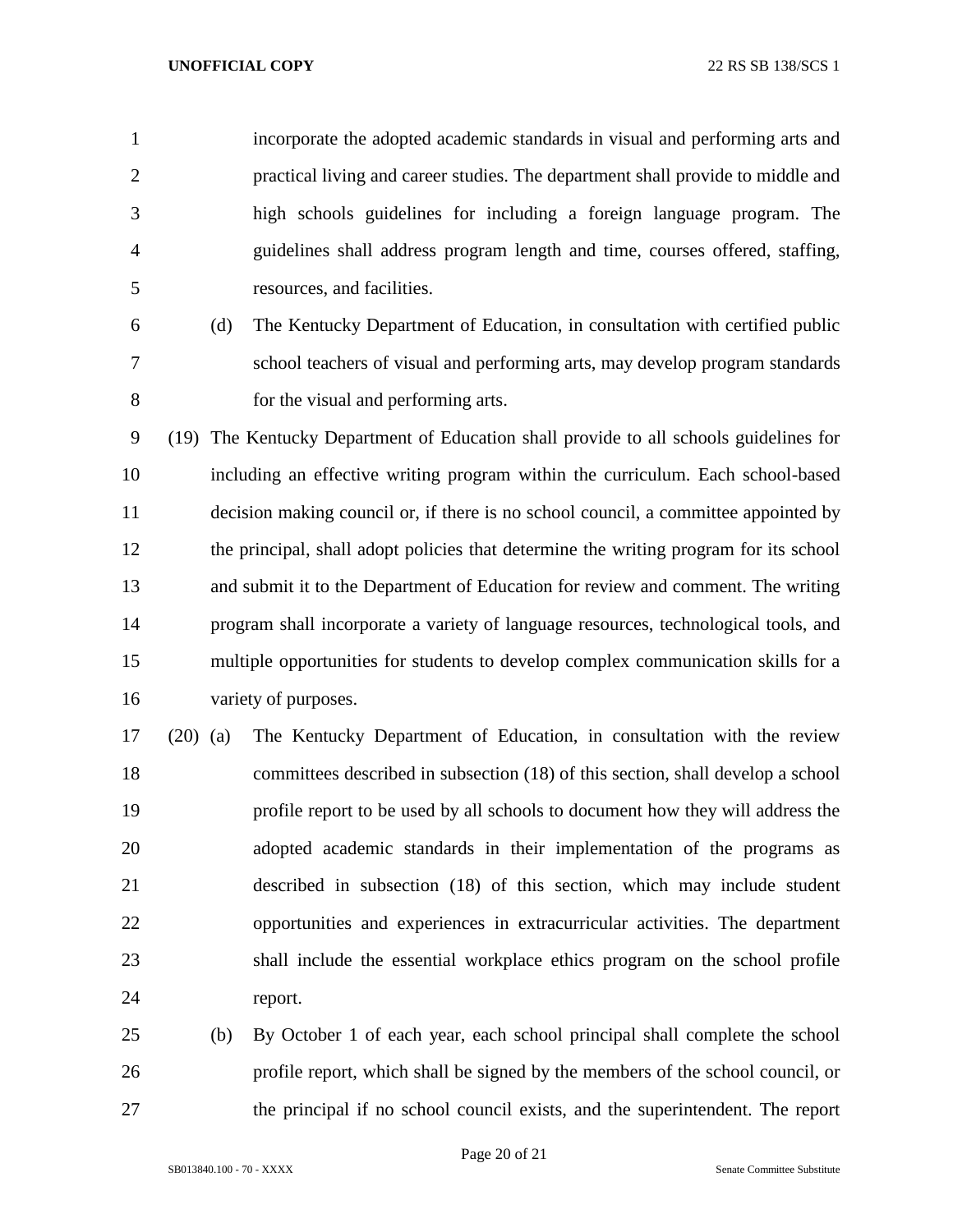incorporate the adopted academic standards in visual and performing arts and practical living and career studies. The department shall provide to middle and high schools guidelines for including a foreign language program. The guidelines shall address program length and time, courses offered, staffing, resources, and facilities.

(d) The Kentucky Department of Education, in consultation with certified public school teachers of visual and performing arts, may develop program standards for the visual and performing arts.

(19) The Kentucky Department of Education shall provide to all schools guidelines for including an effective writing program within the curriculum. Each school-based decision making council or, if there is no school council, a committee appointed by the principal, shall adopt policies that determine the writing program for its school and submit it to the Department of Education for review and comment. The writing program shall incorporate a variety of language resources, technological tools, and multiple opportunities for students to develop complex communication skills for a variety of purposes.

(20) (a) The Kentucky Department of Education, in consultation with the review committees described in subsection (18) of this section, shall develop a school profile report to be used by all schools to document how they will address the adopted academic standards in their implementation of the programs as described in subsection (18) of this section, which may include student opportunities and experiences in extracurricular activities. The department shall include the essential workplace ethics program on the school profile report.

(b) By October 1 of each year, each school principal shall complete the school profile report, which shall be signed by the members of the school council, or the principal if no school council exists, and the superintendent. The report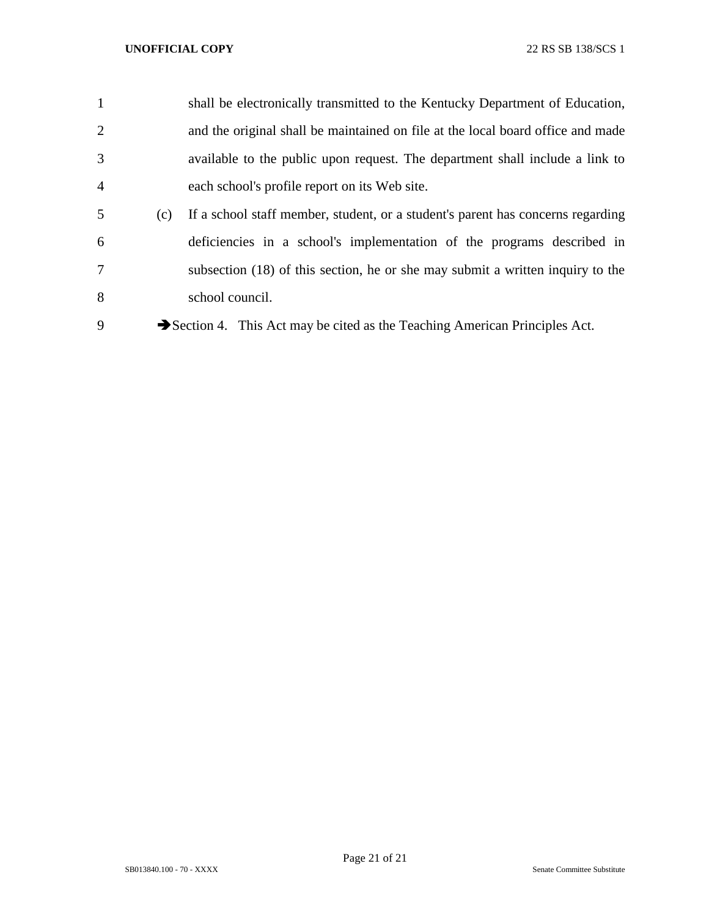shall be electronically transmitted to the Kentucky Department of Education, and the original shall be maintained on file at the local board office and made available to the public upon request. The department shall include a link to each school's profile report on its Web site.

(c) If a school staff member, student, or a student's parent has concerns regarding deficiencies in a school's implementation of the programs described in subsection (18) of this section, he or she may submit a written inquiry to the school council.

➔Section 4. This Act may be cited as the Teaching American Principles Act.